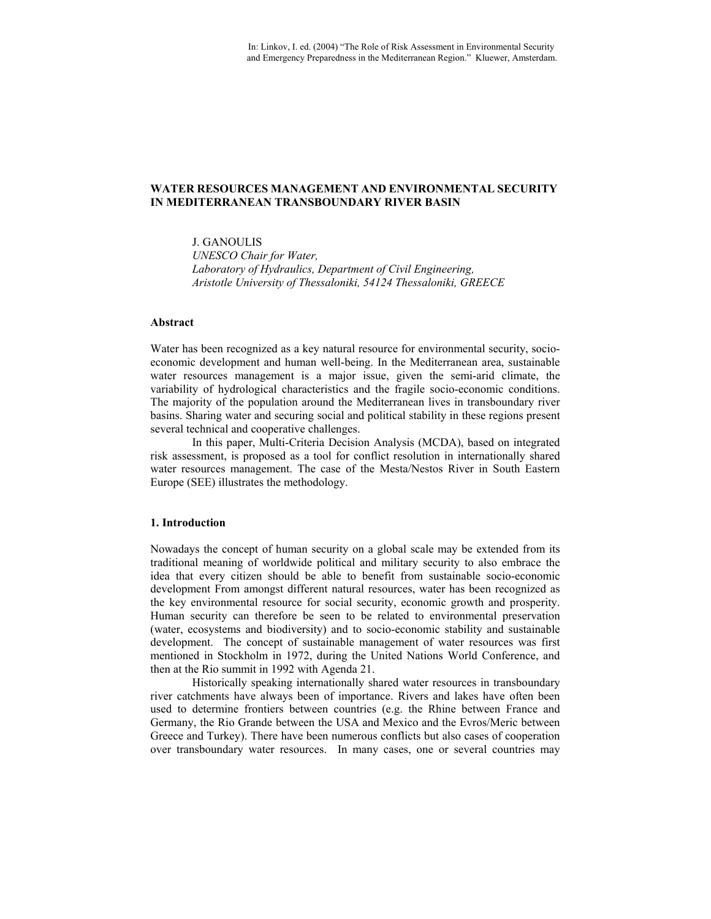In: Linkov, I. ed. (2004) "The Role of Risk Assessment in Environmental Security and Emergency Preparedness in the Mediterranean Region." Kluewer, Amsterdam.

# WATER RESOURCES MANAGEMENT AND ENVIRONMENTAL SECURITY IN MEDITERRANEAN TRANSBOUNDARY RIVER BASIN

J. GANOULIS
*UNESCO Chair for Water,*
*Laboratory of Hydraulics, Department of Civil Engineering,*
*Aristotle University of Thessaloniki, 54124 Thessaloniki, GREECE*

## Abstract

Water has been recognized as a key natural resource for environmental security, socio-economic development and human well-being. In the Mediterranean area, sustainable water resources management is a major issue, given the semi-arid climate, the variability of hydrological characteristics and the fragile socio-economic conditions. The majority of the population around the Mediterranean lives in transboundary river basins. Sharing water and securing social and political stability in these regions present several technical and cooperative challenges.

In this paper, Multi-Criteria Decision Analysis (MCDA), based on integrated risk assessment, is proposed as a tool for conflict resolution in internationally shared water resources management. The case of the Mesta/Nestos River in South Eastern Europe (SEE) illustrates the methodology.

## 1. Introduction

Nowadays the concept of human security on a global scale may be extended from its traditional meaning of worldwide political and military security to also embrace the idea that every citizen should be able to benefit from sustainable socio-economic development From amongst different natural resources, water has been recognized as the key environmental resource for social security, economic growth and prosperity. Human security can therefore be seen to be related to environmental preservation (water, ecosystems and biodiversity) and to socio-economic stability and sustainable development. The concept of sustainable management of water resources was first mentioned in Stockholm in 1972, during the United Nations World Conference, and then at the Rio summit in 1992 with Agenda 21.

Historically speaking internationally shared water resources in transboundary river catchments have always been of importance. Rivers and lakes have often been used to determine frontiers between countries (e.g. the Rhine between France and Germany, the Rio Grande between the USA and Mexico and the Evros/Meric between Greece and Turkey). There have been numerous conflicts but also cases of cooperation over transboundary water resources. In many cases, one or several countries may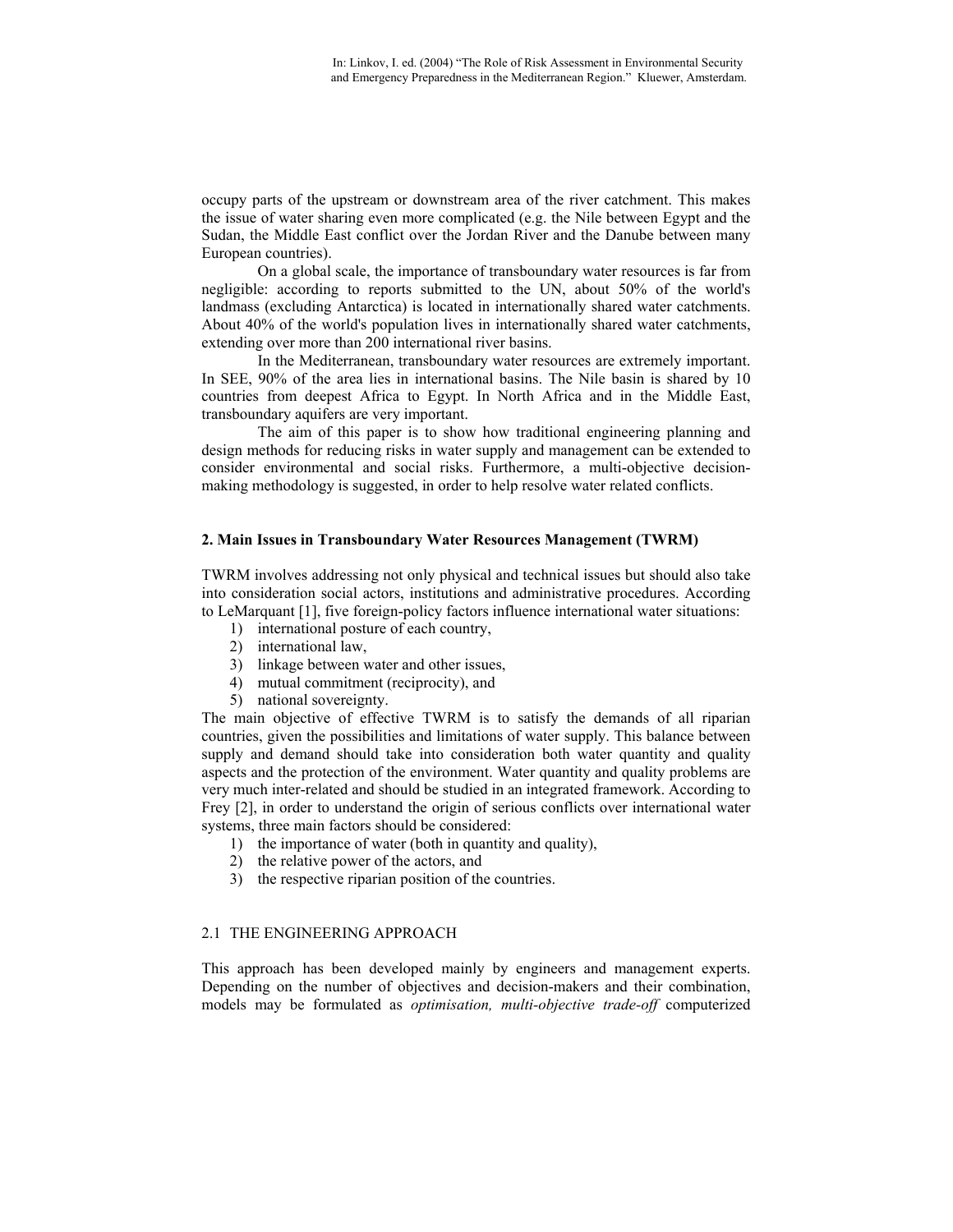occupy parts of the upstream or downstream area of the river catchment. This makes the issue of water sharing even more complicated (e.g. the Nile between Egypt and the Sudan, the Middle East conflict over the Jordan River and the Danube between many European countries).

On a global scale, the importance of transboundary water resources is far from negligible: according to reports submitted to the UN, about 50% of the world's landmass (excluding Antarctica) is located in internationally shared water catchments. About 40% of the world's population lives in internationally shared water catchments, extending over more than 200 international river basins.

In the Mediterranean, transboundary water resources are extremely important. In SEE, 90% of the area lies in international basins. The Nile basin is shared by 10 countries from deepest Africa to Egypt. In North Africa and in the Middle East, transboundary aquifers are very important.

The aim of this paper is to show how traditional engineering planning and design methods for reducing risks in water supply and management can be extended to consider environmental and social risks. Furthermore, a multi-objective decision-making methodology is suggested, in order to help resolve water related conflicts.

## 2. Main Issues in Transboundary Water Resources Management (TWRM)

TWRM involves addressing not only physical and technical issues but should also take into consideration social actors, institutions and administrative procedures. According to LeMarquant [1], five foreign-policy factors influence international water situations:

1) international posture of each country,
2) international law,
3) linkage between water and other issues,
4) mutual commitment (reciprocity), and
5) national sovereignty.

The main objective of effective TWRM is to satisfy the demands of all riparian countries, given the possibilities and limitations of water supply. This balance between supply and demand should take into consideration both water quantity and quality aspects and the protection of the environment. Water quantity and quality problems are very much inter-related and should be studied in an integrated framework. According to Frey [2], in order to understand the origin of serious conflicts over international water systems, three main factors should be considered:

1) the importance of water (both in quantity and quality),
2) the relative power of the actors, and
3) the respective riparian position of the countries.

### 2.1 THE ENGINEERING APPROACH

This approach has been developed mainly by engineers and management experts. Depending on the number of objectives and decision-makers and their combination, models may be formulated as *optimisation, multi-objective trade-off* computerized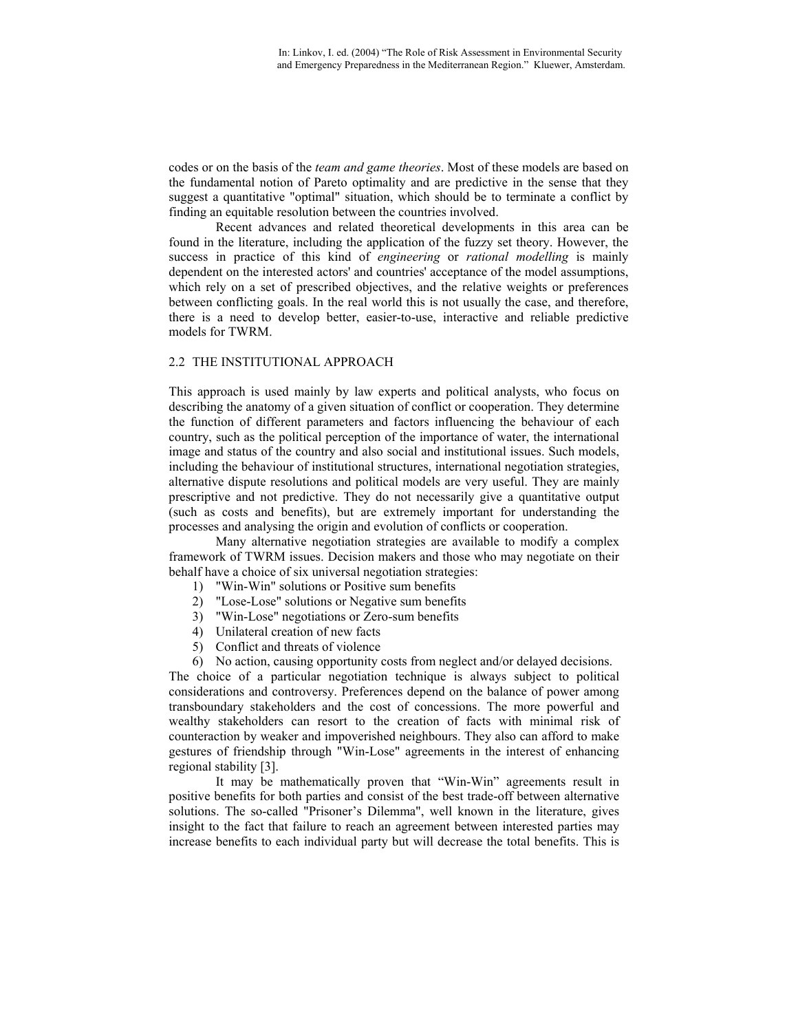codes or on the basis of the *team and game theories*. Most of these models are based on the fundamental notion of Pareto optimality and are predictive in the sense that they suggest a quantitative "optimal" situation, which should be to terminate a conflict by finding an equitable resolution between the countries involved.

Recent advances and related theoretical developments in this area can be found in the literature, including the application of the fuzzy set theory. However, the success in practice of this kind of *engineering* or *rational modelling* is mainly dependent on the interested actors' and countries' acceptance of the model assumptions, which rely on a set of prescribed objectives, and the relative weights or preferences between conflicting goals. In the real world this is not usually the case, and therefore, there is a need to develop better, easier-to-use, interactive and reliable predictive models for TWRM.

## 2.2 THE INSTITUTIONAL APPROACH

This approach is used mainly by law experts and political analysts, who focus on describing the anatomy of a given situation of conflict or cooperation. They determine the function of different parameters and factors influencing the behaviour of each country, such as the political perception of the importance of water, the international image and status of the country and also social and institutional issues. Such models, including the behaviour of institutional structures, international negotiation strategies, alternative dispute resolutions and political models are very useful. They are mainly prescriptive and not predictive. They do not necessarily give a quantitative output (such as costs and benefits), but are extremely important for understanding the processes and analysing the origin and evolution of conflicts or cooperation.

Many alternative negotiation strategies are available to modify a complex framework of TWRM issues. Decision makers and those who may negotiate on their behalf have a choice of six universal negotiation strategies:

1) "Win-Win" solutions or Positive sum benefits
2) "Lose-Lose" solutions or Negative sum benefits
3) "Win-Lose" negotiations or Zero-sum benefits
4) Unilateral creation of new facts
5) Conflict and threats of violence
6) No action, causing opportunity costs from neglect and/or delayed decisions.

The choice of a particular negotiation technique is always subject to political considerations and controversy. Preferences depend on the balance of power among transboundary stakeholders and the cost of concessions. The more powerful and wealthy stakeholders can resort to the creation of facts with minimal risk of counteraction by weaker and impoverished neighbours. They also can afford to make gestures of friendship through "Win-Lose" agreements in the interest of enhancing regional stability [3].

It may be mathematically proven that "Win-Win" agreements result in positive benefits for both parties and consist of the best trade-off between alternative solutions. The so-called "Prisoner's Dilemma", well known in the literature, gives insight to the fact that failure to reach an agreement between interested parties may increase benefits to each individual party but will decrease the total benefits. This is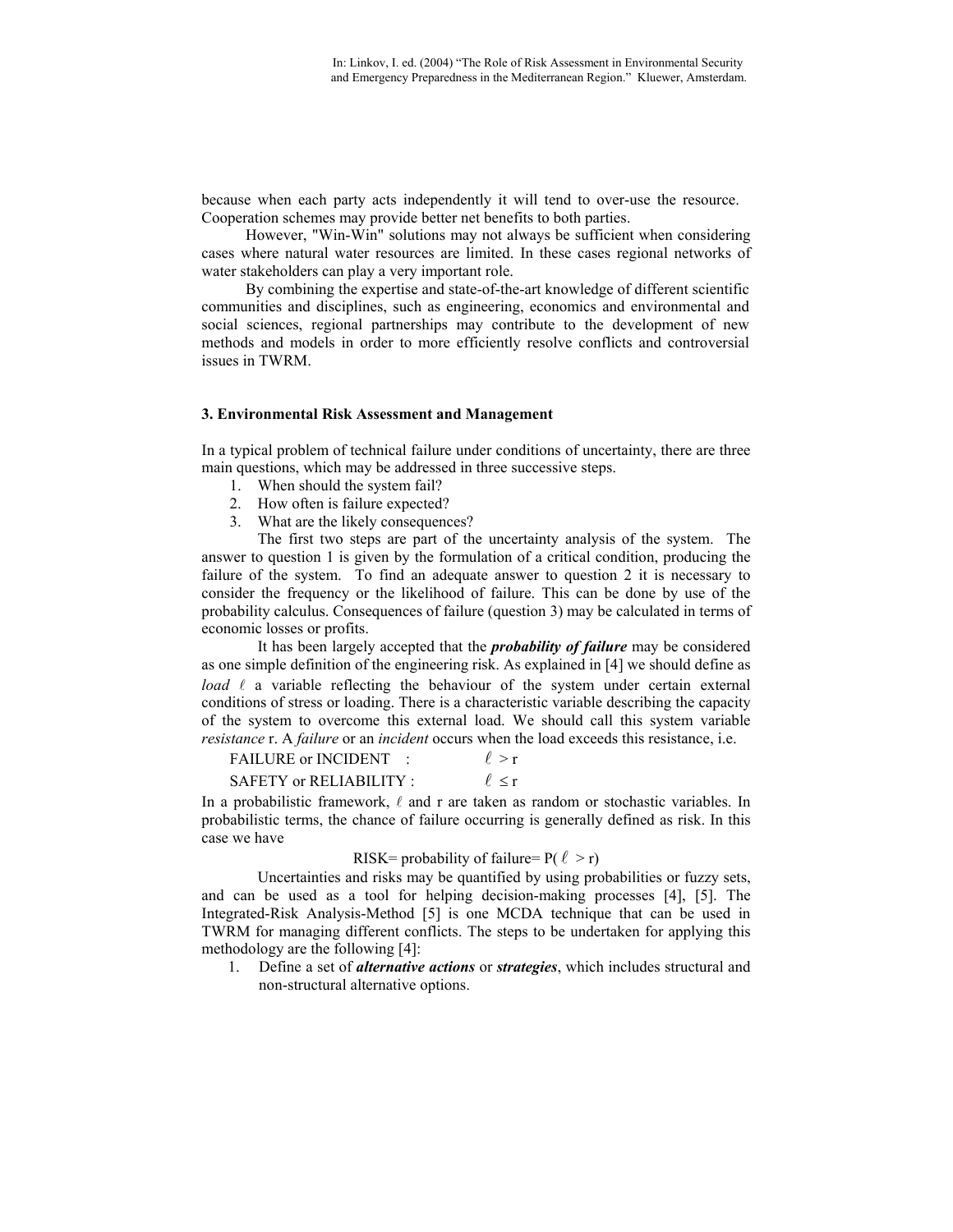because when each party acts independently it will tend to over-use the resource. Cooperation schemes may provide better net benefits to both parties.

However, "Win-Win" solutions may not always be sufficient when considering cases where natural water resources are limited. In these cases regional networks of water stakeholders can play a very important role.

By combining the expertise and state-of-the-art knowledge of different scientific communities and disciplines, such as engineering, economics and environmental and social sciences, regional partnerships may contribute to the development of new methods and models in order to more efficiently resolve conflicts and controversial issues in TWRM.

## 3. Environmental Risk Assessment and Management

In a typical problem of technical failure under conditions of uncertainty, there are three main questions, which may be addressed in three successive steps.

1. When should the system fail?
2. How often is failure expected?
3. What are the likely consequences?

The first two steps are part of the uncertainty analysis of the system. The answer to question 1 is given by the formulation of a critical condition, producing the failure of the system. To find an adequate answer to question 2 it is necessary to consider the frequency or the likelihood of failure. This can be done by use of the probability calculus. Consequences of failure (question 3) may be calculated in terms of economic losses or profits.

It has been largely accepted that the ***probability of failure*** may be considered as one simple definition of the engineering risk. As explained in [4] we should define as *load* $\ell$ a variable reflecting the behaviour of the system under certain external conditions of stress or loading. There is a characteristic variable describing the capacity of the system to overcome this external load. We should call this system variable *resistance* r. A *failure* or an *incident* occurs when the load exceeds this resistance, i.e.

FAILURE or INCIDENT : $\ell > r$

SAFETY or RELIABILITY : $\ell \leq r$

In a probabilistic framework, $\ell$ and r are taken as random or stochastic variables. In probabilistic terms, the chance of failure occurring is generally defined as risk. In this case we have

$$\text{RISK} = \text{probability of failure} = P(\ell > r)$$

Uncertainties and risks may be quantified by using probabilities or fuzzy sets, and can be used as a tool for helping decision-making processes [4], [5]. The Integrated-Risk Analysis-Method [5] is one MCDA technique that can be used in TWRM for managing different conflicts. The steps to be undertaken for applying this methodology are the following [4]:

1. Define a set of ***alternative actions*** or ***strategies***, which includes structural and non-structural alternative options.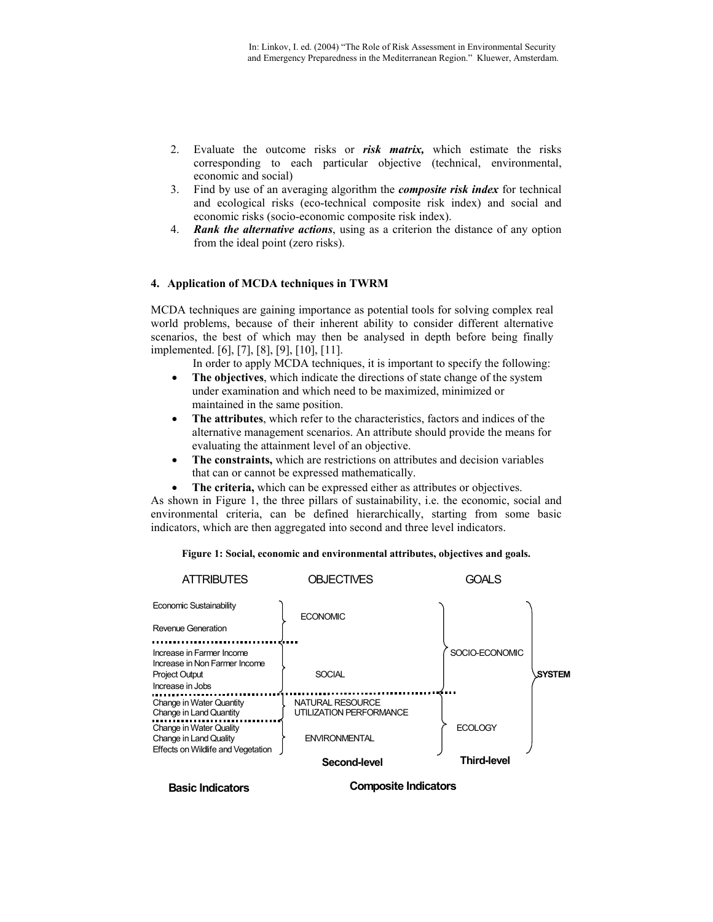2. Evaluate the outcome risks or ***risk matrix,*** which estimate the risks corresponding to each particular objective (technical, environmental, economic and social)
3. Find by use of an averaging algorithm the ***composite risk index*** for technical and ecological risks (eco-technical composite risk index) and social and economic risks (socio-economic composite risk index).
4. ***Rank the alternative actions***, using as a criterion the distance of any option from the ideal point (zero risks).

## 4. Application of MCDA techniques in TWRM

MCDA techniques are gaining importance as potential tools for solving complex real world problems, because of their inherent ability to consider different alternative scenarios, the best of which may then be analysed in depth before being finally implemented. [6], [7], [8], [9], [10], [11].

In order to apply MCDA techniques, it is important to specify the following:

- **The objectives**, which indicate the directions of state change of the system under examination and which need to be maximized, minimized or maintained in the same position.
- **The attributes**, which refer to the characteristics, factors and indices of the alternative management scenarios. An attribute should provide the means for evaluating the attainment level of an objective.
- **The constraints,** which are restrictions on attributes and decision variables that can or cannot be expressed mathematically.
- **The criteria,** which can be expressed either as attributes or objectives.

As shown in Figure 1, the three pillars of sustainability, i.e. the economic, social and environmental criteria, can be defined hierarchically, starting from some basic indicators, which are then aggregated into second and three level indicators.

**Figure 1: Social, economic and environmental attributes, objectives and goals.**

| ATTRIBUTES (Basic Indicators) | OBJECTIVES (Second-level) | GOALS (Third-level) | |
|---|---|---|---|
| Economic Sustainability<br>Revenue Generation | ECONOMIC | SOCIO-ECONOMIC | SYSTEM |
| Increase in Farmer Income<br>Increase in Non Farmer Income<br>Project Output<br>Increase in Jobs | SOCIAL | | |
| Change in Water Quantity<br>Change in Land Quantity | NATURAL RESOURCE UTILIZATION PERFORMANCE | ECOLOGY | |
| Change in Water Quality<br>Change in Land Quality<br>Effects on Wildlife and Vegetation | ENVIRONMENTAL | | |

Composite Indicators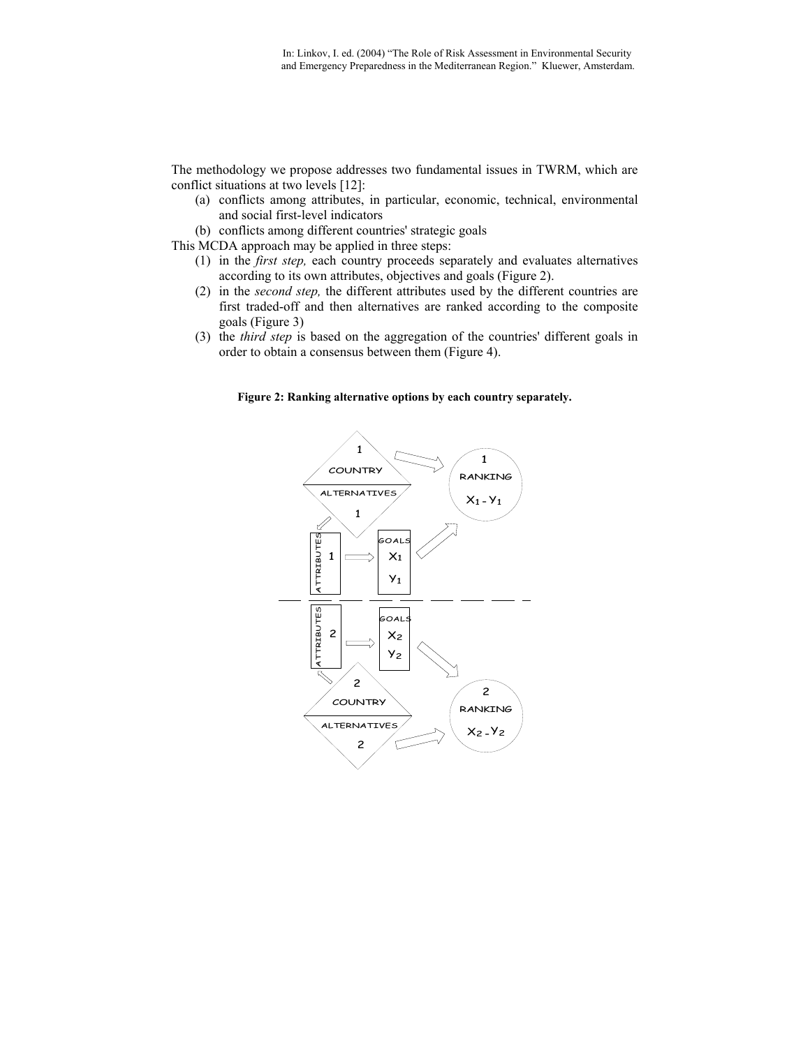The methodology we propose addresses two fundamental issues in TWRM, which are conflict situations at two levels [12]:

(a) conflicts among attributes, in particular, economic, technical, environmental and social first-level indicators
(b) conflicts among different countries' strategic goals

This MCDA approach may be applied in three steps:

(1) in the *first step,* each country proceeds separately and evaluates alternatives according to its own attributes, objectives and goals (Figure 2).
(2) in the *second step,* the different attributes used by the different countries are first traded-off and then alternatives are ranked according to the composite goals (Figure 3)
(3) the *third step* is based on the aggregation of the countries' different goals in order to obtain a consensus between them (Figure 4).

**Figure 2: Ranking alternative options by each country separately.**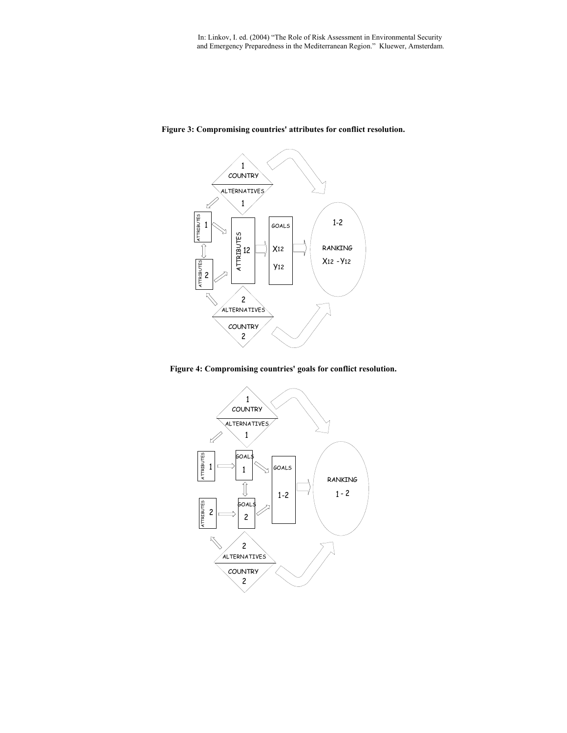In: Linkov, I. ed. (2004) "The Role of Risk Assessment in Environmental Security and Emergency Preparedness in the Mediterranean Region." Kluewer, Amsterdam.

**Figure 3: Compromising countries' attributes for conflict resolution.**

**Figure 4: Compromising countries' goals for conflict resolution.**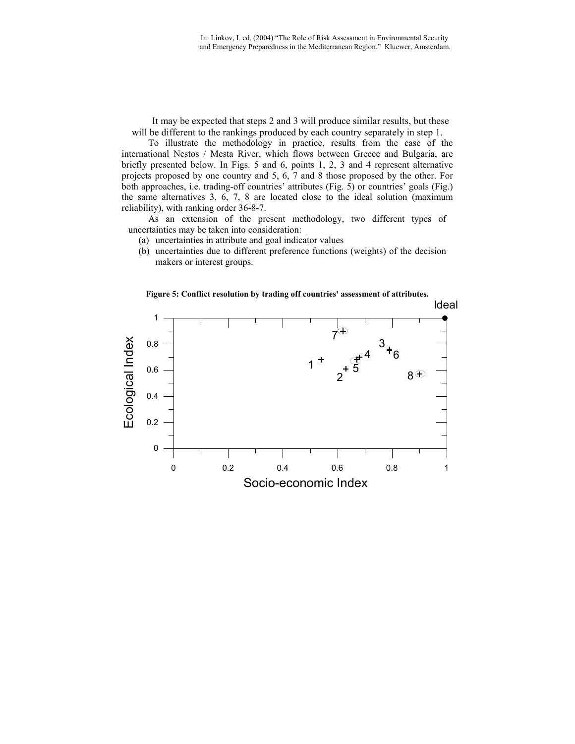It may be expected that steps 2 and 3 will produce similar results, but these will be different to the rankings produced by each country separately in step 1.

To illustrate the methodology in practice, results from the case of the international Nestos / Mesta River, which flows between Greece and Bulgaria, are briefly presented below. In Figs. 5 and 6, points 1, 2, 3 and 4 represent alternative projects proposed by one country and 5, 6, 7 and 8 those proposed by the other. For both approaches, i.e. trading-off countries' attributes (Fig. 5) or countries' goals (Fig.) the same alternatives 3, 6, 7, 8 are located close to the ideal solution (maximum reliability), with ranking order 36-8-7.

As an extension of the present methodology, two different types of uncertainties may be taken into consideration:

(a) uncertainties in attribute and goal indicator values
(b) uncertainties due to different preference functions (weights) of the decision makers or interest groups.

**Figure 5: Conflict resolution by trading off countries' assessment of attributes.**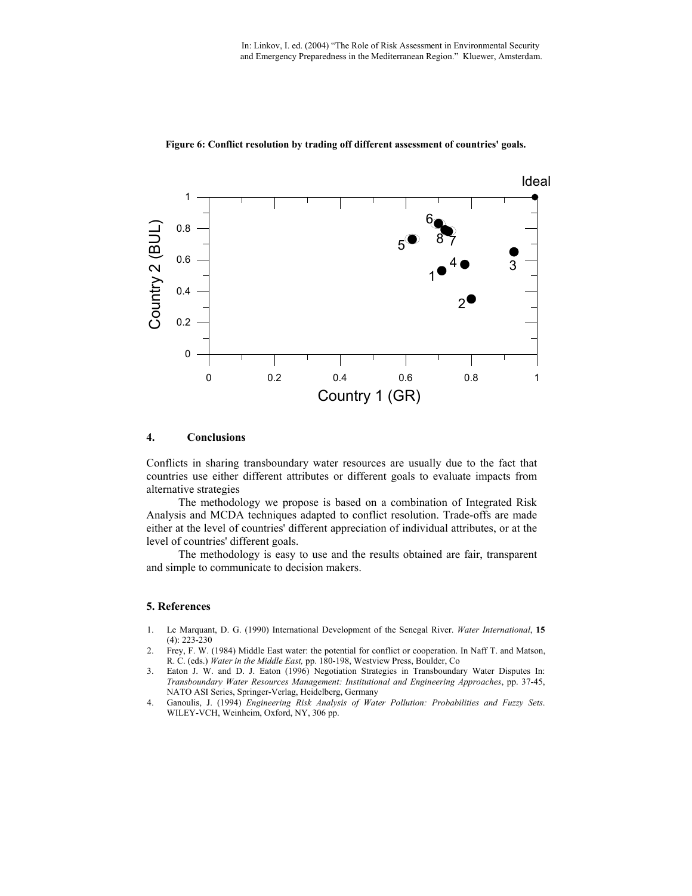**Figure 6: Conflict resolution by trading off different assessment of countries' goals.**

## 4. Conclusions

Conflicts in sharing transboundary water resources are usually due to the fact that countries use either different attributes or different goals to evaluate impacts from alternative strategies

The methodology we propose is based on a combination of Integrated Risk Analysis and MCDA techniques adapted to conflict resolution. Trade-offs are made either at the level of countries' different appreciation of individual attributes, or at the level of countries' different goals.

The methodology is easy to use and the results obtained are fair, transparent and simple to communicate to decision makers.

## 5. References

1. Le Marquant, D. G. (1990) International Development of the Senegal River. *Water International*, **15** (4): 223-230
2. Frey, F. W. (1984) Middle East water: the potential for conflict or cooperation. In Naff T. and Matson, R. C. (eds.) *Water in the Middle East,* pp. 180-198, Westview Press, Boulder, Co
3. Eaton J. W. and D. J. Eaton (1996) Negotiation Strategies in Transboundary Water Disputes In: *Transboundary Water Resources Management: Institutional and Engineering Approaches*, pp. 37-45, NATO ASI Series, Springer-Verlag, Heidelberg, Germany
4. Ganoulis, J. (1994) *Engineering Risk Analysis of Water Pollution: Probabilities and Fuzzy Sets*. WILEY-VCH, Weinheim, Oxford, NY, 306 pp.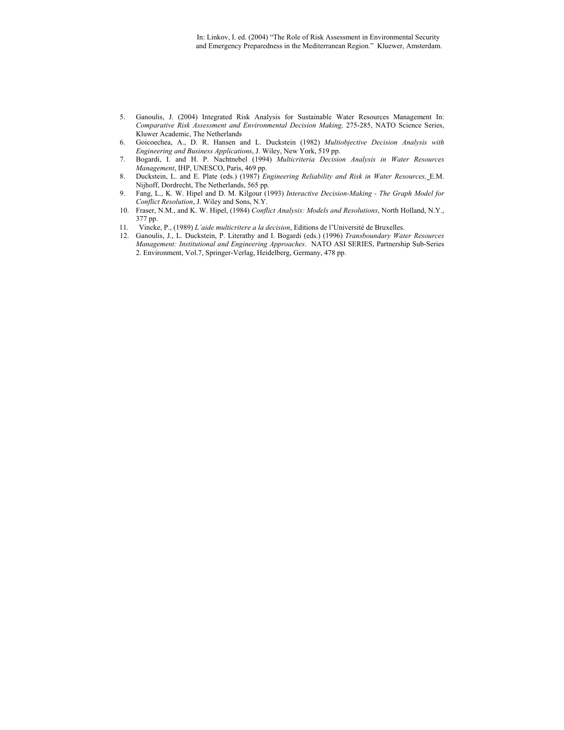5. Ganoulis, J. (2004) Integrated Risk Analysis for Sustainable Water Resources Management In: *Comparative Risk Assessment and Environmental Decision Making,* 275-285, NATO Science Series, Kluwer Academic, The Netherlands
6. Goicoechea, A., D. R. Hansen and L. Duckstein (1982) *Multiobjective Decision Analysis with Engineering and Business Applications*, J. Wiley, New York, 519 pp.
7. Bogardi, I. and H. P. Nachtnebel (1994) *Multicriteria Decision Analysis in Water Resources Management*, IHP, UNESCO, Paris, 469 pp.
8. Duckstein, L. and E. Plate (eds.) (1987) *Engineering Reliability and Risk in Water Resources,* E.M. Nijhoff, Dordrecht, The Netherlands, 565 pp.
9. Fang, L., K. W. Hipel and D. M. Kilgour (1993) *Interactive Decision-Making - The Graph Model for Conflict Resolution*, J. Wiley and Sons, N.Y.
10. Fraser, N.M., and K. W. Hipel, (1984) *Conflict Analysis: Models and Resolutions*, North Holland, N.Y., 377 pp.
11. Vincke, P., (1989) *L'aide multicritere a la decision*, Editions de l'Université de Bruxelles.
12. Ganoulis, J., L. Duckstein, P. Literathy and I. Bogardi (eds.) (1996) *Transboundary Water Resources Management: Institutional and Engineering Approaches*. NATO ASI SERIES, Partnership Sub-Series 2. Environment, Vol.7, Springer-Verlag, Heidelberg, Germany, 478 pp.